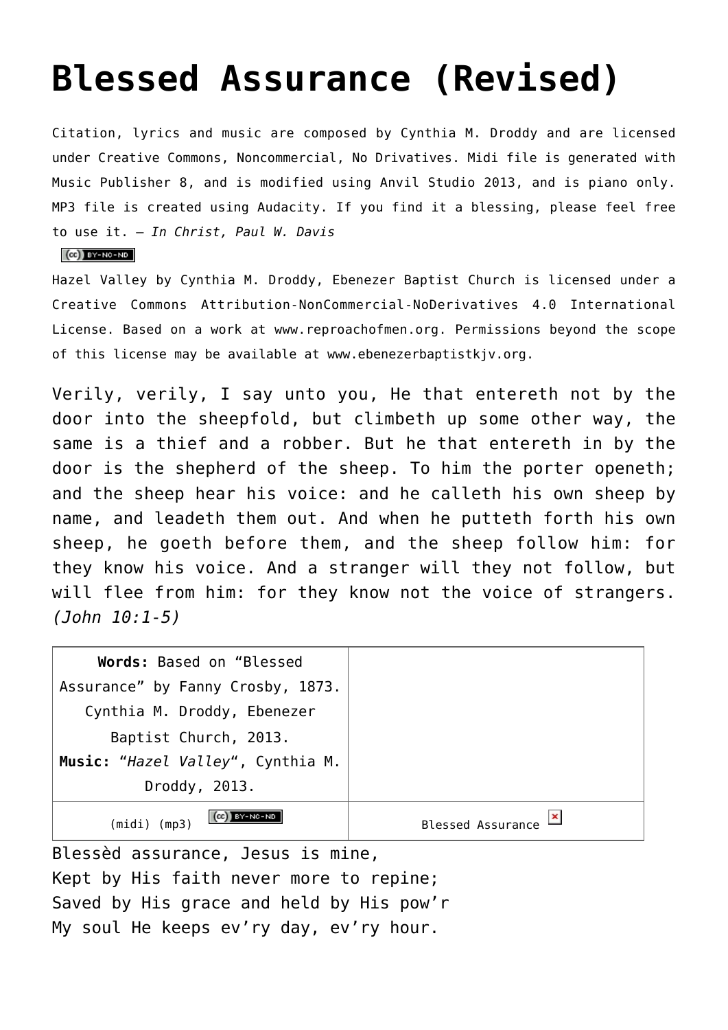# Blessed Assurance (Revised)

Citation, lyrics and music are composed by Cynthia M. Droddy and are licensed under Creative Commons, Noncommercial, No Drivatives. Midi file is generated with Music Publisher 8, and is modified using Anvil Studio 2013, and is piano only. MP3 file is created using Audacity. If you find it a blessing, please feel free to use it. – *In Christ, Paul W. Davis*

Hazel Valley by Cynthia M. Droddy, Ebenezer Baptist Church is licensed under a Creative Commons Attribution-NonCommercial-NoDerivatives 4.0 International License. Based on a work at www.reproachofmen.org. Permissions beyond the scope of this license may be available at www.ebenezerbaptistkjv.org.

Verily, verily, I say unto you, He that entereth not by the door into the sheepfold, but climbeth up some other way, the same is a thief and a robber. But he that entereth in by the door is the shepherd of the sheep. To him the porter openeth; and the sheep hear his voice: and he calleth his own sheep by name, and leadeth them out. And when he putteth forth his own sheep, he goeth before them, and the sheep follow him: for they know his voice. And a stranger will they not follow, but will flee from him: for they know not the voice of strangers. *(John 10:1-5)*

| **Words:** Based on "Blessed Assurance" by Fanny Crosby, 1873. Cynthia M. Droddy, Ebenezer Baptist Church, 2013. **Music:** "*Hazel Valley*", Cynthia M. Droddy, 2013. | |
|---|---|
| (midi) (mp3) | Blessed Assurance |

Blessèd assurance, Jesus is mine,
Kept by His faith never more to repine;
Saved by His grace and held by His pow'r
My soul He keeps ev'ry day, ev'ry hour.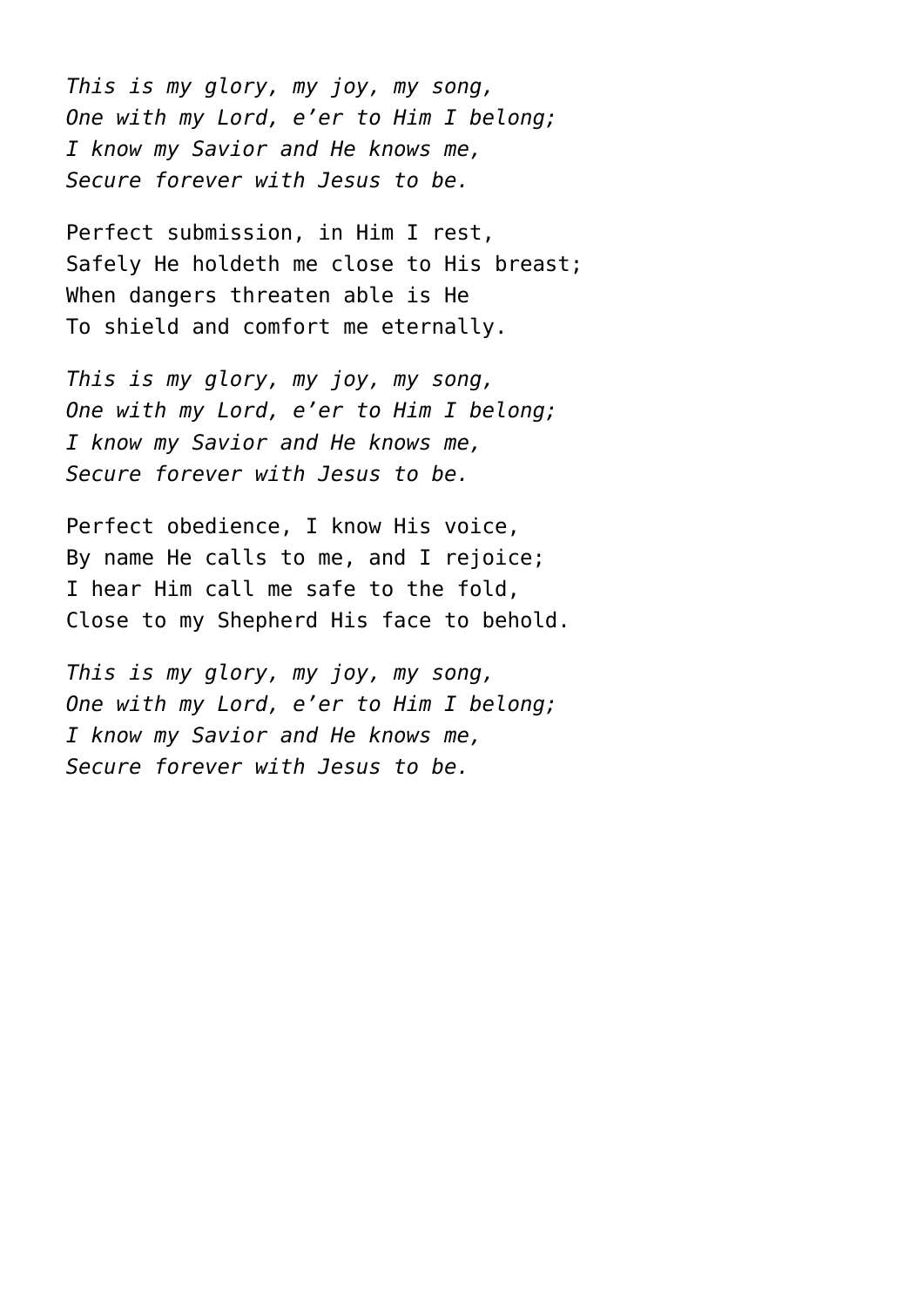*This is my glory, my joy, my song,*
*One with my Lord, e’er to Him I belong;*
*I know my Savior and He knows me,*
*Secure forever with Jesus to be.*

Perfect submission, in Him I rest,
Safely He holdeth me close to His breast;
When dangers threaten able is He
To shield and comfort me eternally.

*This is my glory, my joy, my song,*
*One with my Lord, e’er to Him I belong;*
*I know my Savior and He knows me,*
*Secure forever with Jesus to be.*

Perfect obedience, I know His voice,
By name He calls to me, and I rejoice;
I hear Him call me safe to the fold,
Close to my Shepherd His face to behold.

*This is my glory, my joy, my song,*
*One with my Lord, e’er to Him I belong;*
*I know my Savior and He knows me,*
*Secure forever with Jesus to be.*